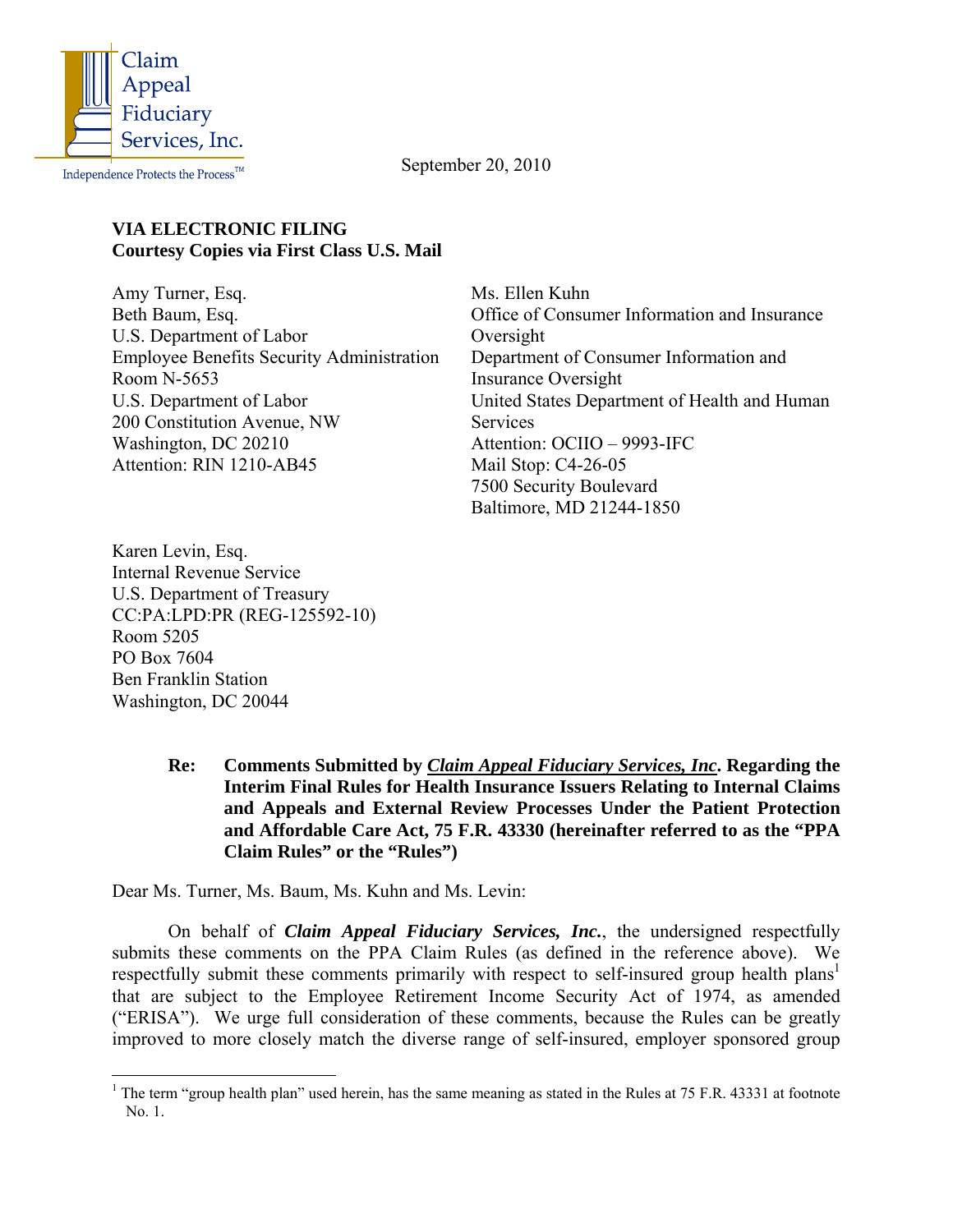Claim Appeal Fiduciary Services, Inc.

Independence Protects the Process™

September 20, 2010

**VIA ELECTRONIC FILING**
**Courtesy Copies via First Class U.S. Mail**

Amy Turner, Esq.
Beth Baum, Esq.
U.S. Department of Labor
Employee Benefits Security Administration
Room N-5653
U.S. Department of Labor
200 Constitution Avenue, NW
Washington, DC 20210
Attention: RIN 1210-AB45

Ms. Ellen Kuhn
Office of Consumer Information and Insurance Oversight
Department of Consumer Information and Insurance Oversight
United States Department of Health and Human Services
Attention: OCIIO – 9993-IFC
Mail Stop: C4-26-05
7500 Security Boulevard
Baltimore, MD 21244-1850

Karen Levin, Esq.
Internal Revenue Service
U.S. Department of Treasury
CC:PA:LPD:PR (REG-125592-10)
Room 5205
PO Box 7604
Ben Franklin Station
Washington, DC 20044

> **Re: Comments Submitted by *<u>Claim Appeal Fiduciary Services, Inc</u>*. Regarding the Interim Final Rules for Health Insurance Issuers Relating to Internal Claims and Appeals and External Review Processes Under the Patient Protection and Affordable Care Act, 75 F.R. 43330 (hereinafter referred to as the "PPA Claim Rules" or the "Rules")**

Dear Ms. Turner, Ms. Baum, Ms. Kuhn and Ms. Levin:

On behalf of ***Claim Appeal Fiduciary Services, Inc.***, the undersigned respectfully submits these comments on the PPA Claim Rules (as defined in the reference above). We respectfully submit these comments primarily with respect to self-insured group health plans[1] that are subject to the Employee Retirement Income Security Act of 1974, as amended ("ERISA"). We urge full consideration of these comments, because the Rules can be greatly improved to more closely match the diverse range of self-insured, employer sponsored group

---

[1] The term "group health plan" used herein, has the same meaning as stated in the Rules at 75 F.R. 43331 at footnote No. 1.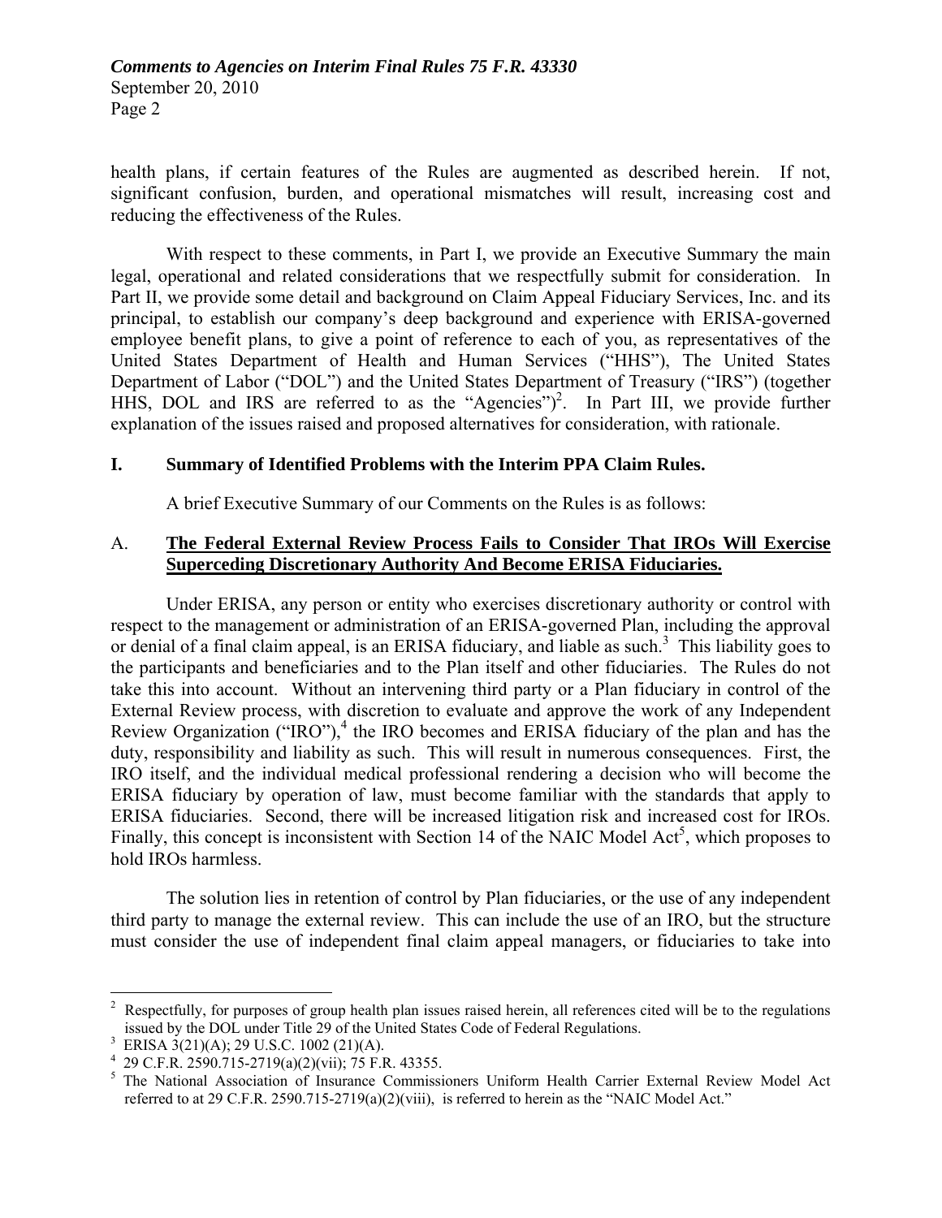health plans, if certain features of the Rules are augmented as described herein. If not, significant confusion, burden, and operational mismatches will result, increasing cost and reducing the effectiveness of the Rules.

With respect to these comments, in Part I, we provide an Executive Summary the main legal, operational and related considerations that we respectfully submit for consideration. In Part II, we provide some detail and background on Claim Appeal Fiduciary Services, Inc. and its principal, to establish our company's deep background and experience with ERISA-governed employee benefit plans, to give a point of reference to each of you, as representatives of the United States Department of Health and Human Services ("HHS"), The United States Department of Labor ("DOL") and the United States Department of Treasury ("IRS") (together HHS, DOL and IRS are referred to as the "Agencies")[2]. In Part III, we provide further explanation of the issues raised and proposed alternatives for consideration, with rationale.

## I. Summary of Identified Problems with the Interim PPA Claim Rules.

A brief Executive Summary of our Comments on the Rules is as follows:

### A. <u>The Federal External Review Process Fails to Consider That IROs Will Exercise Superceding Discretionary Authority And Become ERISA Fiduciaries.</u>

Under ERISA, any person or entity who exercises discretionary authority or control with respect to the management or administration of an ERISA-governed Plan, including the approval or denial of a final claim appeal, is an ERISA fiduciary, and liable as such.[3] This liability goes to the participants and beneficiaries and to the Plan itself and other fiduciaries. The Rules do not take this into account. Without an intervening third party or a Plan fiduciary in control of the External Review process, with discretion to evaluate and approve the work of any Independent Review Organization ("IRO"),[4] the IRO becomes and ERISA fiduciary of the plan and has the duty, responsibility and liability as such. This will result in numerous consequences. First, the IRO itself, and the individual medical professional rendering a decision who will become the ERISA fiduciary by operation of law, must become familiar with the standards that apply to ERISA fiduciaries. Second, there will be increased litigation risk and increased cost for IROs. Finally, this concept is inconsistent with Section 14 of the NAIC Model Act[5], which proposes to hold IROs harmless.

The solution lies in retention of control by Plan fiduciaries, or the use of any independent third party to manage the external review. This can include the use of an IRO, but the structure must consider the use of independent final claim appeal managers, or fiduciaries to take into

---

[2] Respectfully, for purposes of group health plan issues raised herein, all references cited will be to the regulations issued by the DOL under Title 29 of the United States Code of Federal Regulations.

[3] ERISA 3(21)(A); 29 U.S.C. 1002 (21)(A).

[4] 29 C.F.R. 2590.715-2719(a)(2)(vii); 75 F.R. 43355.

[5] The National Association of Insurance Commissioners Uniform Health Carrier External Review Model Act referred to at 29 C.F.R. 2590.715-2719(a)(2)(viii), is referred to herein as the "NAIC Model Act."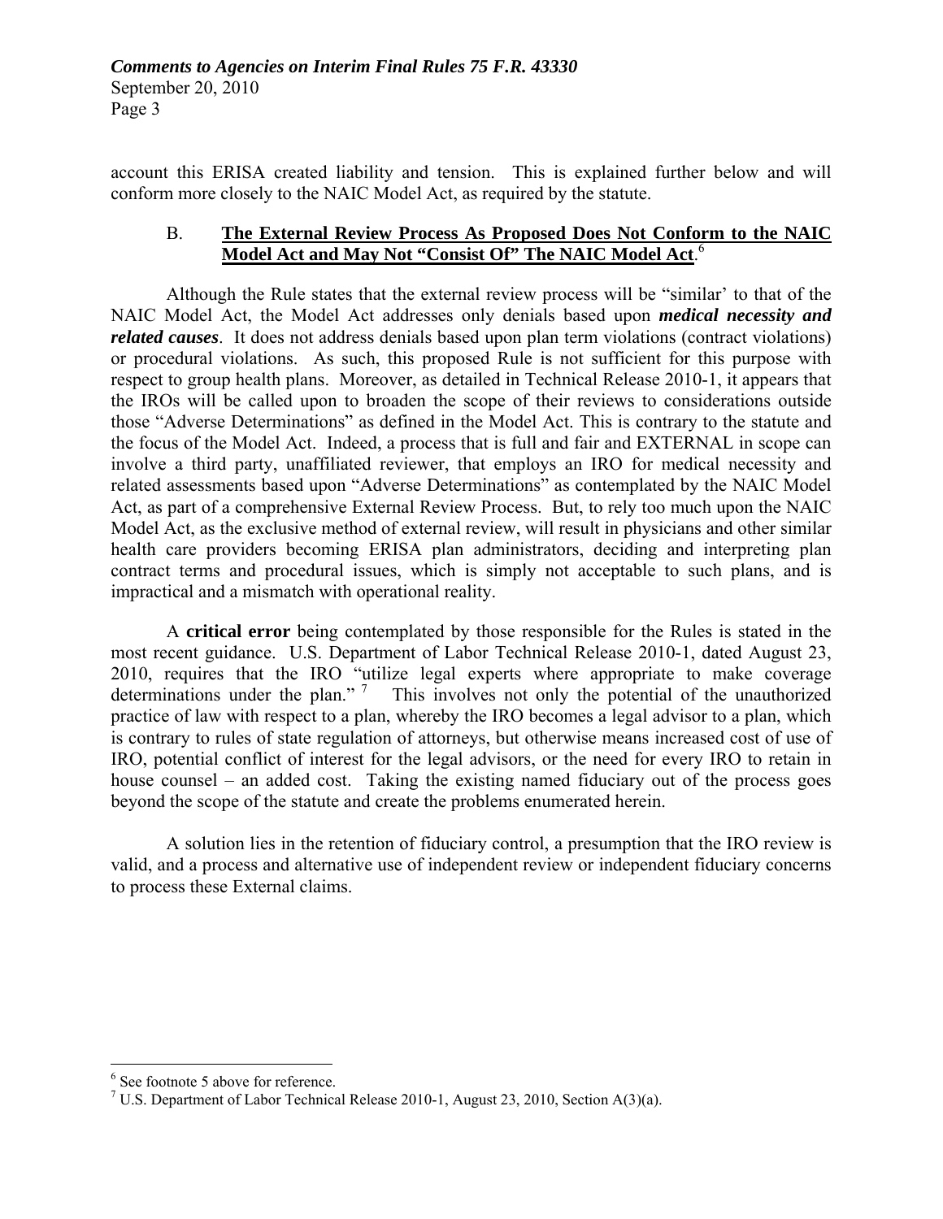account this ERISA created liability and tension. This is explained further below and will conform more closely to the NAIC Model Act, as required by the statute.

### B. **The External Review Process As Proposed Does Not Conform to the NAIC Model Act and May Not "Consist Of" The NAIC Model Act**.[6]

Although the Rule states that the external review process will be "similar' to that of the NAIC Model Act, the Model Act addresses only denials based upon ***medical necessity and related causes***. It does not address denials based upon plan term violations (contract violations) or procedural violations. As such, this proposed Rule is not sufficient for this purpose with respect to group health plans. Moreover, as detailed in Technical Release 2010-1, it appears that the IROs will be called upon to broaden the scope of their reviews to considerations outside those "Adverse Determinations" as defined in the Model Act. This is contrary to the statute and the focus of the Model Act. Indeed, a process that is full and fair and EXTERNAL in scope can involve a third party, unaffiliated reviewer, that employs an IRO for medical necessity and related assessments based upon "Adverse Determinations" as contemplated by the NAIC Model Act, as part of a comprehensive External Review Process. But, to rely too much upon the NAIC Model Act, as the exclusive method of external review, will result in physicians and other similar health care providers becoming ERISA plan administrators, deciding and interpreting plan contract terms and procedural issues, which is simply not acceptable to such plans, and is impractical and a mismatch with operational reality.

A **critical error** being contemplated by those responsible for the Rules is stated in the most recent guidance. U.S. Department of Labor Technical Release 2010-1, dated August 23, 2010, requires that the IRO "utilize legal experts where appropriate to make coverage determinations under the plan."[7] This involves not only the potential of the unauthorized practice of law with respect to a plan, whereby the IRO becomes a legal advisor to a plan, which is contrary to rules of state regulation of attorneys, but otherwise means increased cost of use of IRO, potential conflict of interest for the legal advisors, or the need for every IRO to retain in house counsel – an added cost. Taking the existing named fiduciary out of the process goes beyond the scope of the statute and create the problems enumerated herein.

A solution lies in the retention of fiduciary control, a presumption that the IRO review is valid, and a process and alternative use of independent review or independent fiduciary concerns to process these External claims.

---

[6] See footnote 5 above for reference.

[7] U.S. Department of Labor Technical Release 2010-1, August 23, 2010, Section A(3)(a).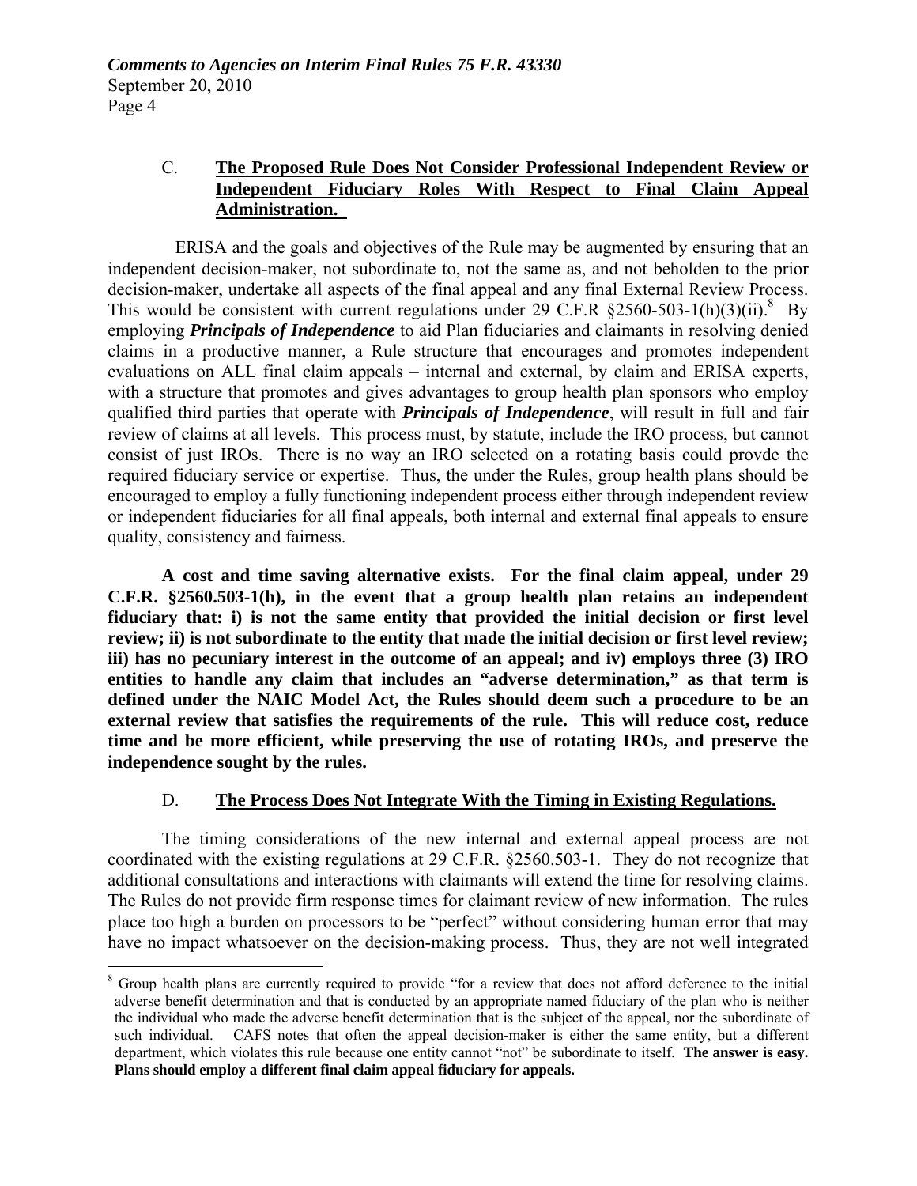C. **The Proposed Rule Does Not Consider Professional Independent Review or Independent Fiduciary Roles With Respect to Final Claim Appeal Administration.**

ERISA and the goals and objectives of the Rule may be augmented by ensuring that an independent decision-maker, not subordinate to, not the same as, and not beholden to the prior decision-maker, undertake all aspects of the final appeal and any final External Review Process. This would be consistent with current regulations under 29 C.F.R §2560-503-1(h)(3)(ii).[8] By employing ***Principals of Independence*** to aid Plan fiduciaries and claimants in resolving denied claims in a productive manner, a Rule structure that encourages and promotes independent evaluations on ALL final claim appeals – internal and external, by claim and ERISA experts, with a structure that promotes and gives advantages to group health plan sponsors who employ qualified third parties that operate with ***Principals of Independence***, will result in full and fair review of claims at all levels. This process must, by statute, include the IRO process, but cannot consist of just IROs. There is no way an IRO selected on a rotating basis could provde the required fiduciary service or expertise. Thus, the under the Rules, group health plans should be encouraged to employ a fully functioning independent process either through independent review or independent fiduciaries for all final appeals, both internal and external final appeals to ensure quality, consistency and fairness.

**A cost and time saving alternative exists. For the final claim appeal, under 29 C.F.R. §2560.503-1(h), in the event that a group health plan retains an independent fiduciary that: i) is not the same entity that provided the initial decision or first level review; ii) is not subordinate to the entity that made the initial decision or first level review; iii) has no pecuniary interest in the outcome of an appeal; and iv) employs three (3) IRO entities to handle any claim that includes an "adverse determination," as that term is defined under the NAIC Model Act, the Rules should deem such a procedure to be an external review that satisfies the requirements of the rule. This will reduce cost, reduce time and be more efficient, while preserving the use of rotating IROs, and preserve the independence sought by the rules.**

D. **The Process Does Not Integrate With the Timing in Existing Regulations.**

The timing considerations of the new internal and external appeal process are not coordinated with the existing regulations at 29 C.F.R. §2560.503-1. They do not recognize that additional consultations and interactions with claimants will extend the time for resolving claims. The Rules do not provide firm response times for claimant review of new information. The rules place too high a burden on processors to be "perfect" without considering human error that may have no impact whatsoever on the decision-making process. Thus, they are not well integrated

---

[8] Group health plans are currently required to provide "for a review that does not afford deference to the initial adverse benefit determination and that is conducted by an appropriate named fiduciary of the plan who is neither the individual who made the adverse benefit determination that is the subject of the appeal, nor the subordinate of such individual. CAFS notes that often the appeal decision-maker is either the same entity, but a different department, which violates this rule because one entity cannot "not" be subordinate to itself. **The answer is easy. Plans should employ a different final claim appeal fiduciary for appeals.**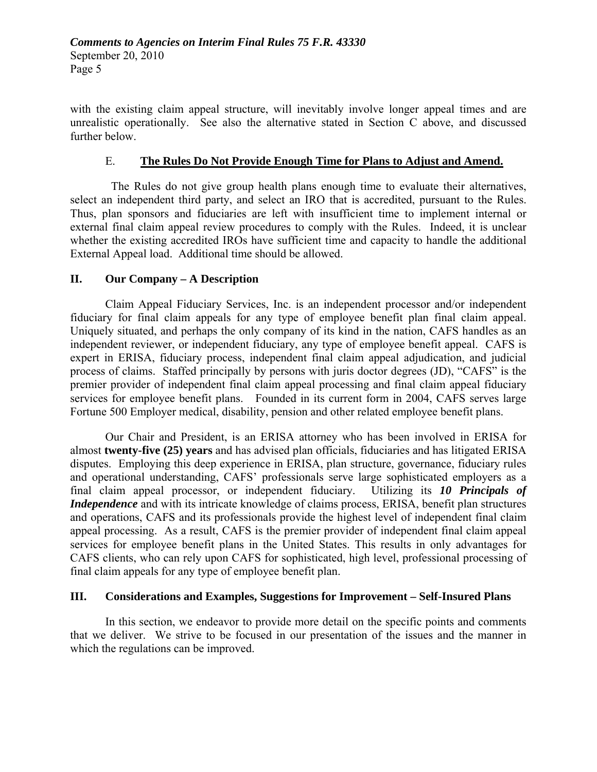with the existing claim appeal structure, will inevitably involve longer appeal times and are unrealistic operationally. See also the alternative stated in Section C above, and discussed further below.

### E. **The Rules Do Not Provide Enough Time for Plans to Adjust and Amend.**

The Rules do not give group health plans enough time to evaluate their alternatives, select an independent third party, and select an IRO that is accredited, pursuant to the Rules. Thus, plan sponsors and fiduciaries are left with insufficient time to implement internal or external final claim appeal review procedures to comply with the Rules. Indeed, it is unclear whether the existing accredited IROs have sufficient time and capacity to handle the additional External Appeal load. Additional time should be allowed.

## II. Our Company – A Description

Claim Appeal Fiduciary Services, Inc. is an independent processor and/or independent fiduciary for final claim appeals for any type of employee benefit plan final claim appeal. Uniquely situated, and perhaps the only company of its kind in the nation, CAFS handles as an independent reviewer, or independent fiduciary, any type of employee benefit appeal. CAFS is expert in ERISA, fiduciary process, independent final claim appeal adjudication, and judicial process of claims. Staffed principally by persons with juris doctor degrees (JD), "CAFS" is the premier provider of independent final claim appeal processing and final claim appeal fiduciary services for employee benefit plans. Founded in its current form in 2004, CAFS serves large Fortune 500 Employer medical, disability, pension and other related employee benefit plans.

Our Chair and President, is an ERISA attorney who has been involved in ERISA for almost **twenty-five (25) years** and has advised plan officials, fiduciaries and has litigated ERISA disputes. Employing this deep experience in ERISA, plan structure, governance, fiduciary rules and operational understanding, CAFS' professionals serve large sophisticated employers as a final claim appeal processor, or independent fiduciary. Utilizing its ***10 Principals of Independence*** and with its intricate knowledge of claims process, ERISA, benefit plan structures and operations, CAFS and its professionals provide the highest level of independent final claim appeal processing. As a result, CAFS is the premier provider of independent final claim appeal services for employee benefit plans in the United States. This results in only advantages for CAFS clients, who can rely upon CAFS for sophisticated, high level, professional processing of final claim appeals for any type of employee benefit plan.

## III. Considerations and Examples, Suggestions for Improvement – Self-Insured Plans

In this section, we endeavor to provide more detail on the specific points and comments that we deliver. We strive to be focused in our presentation of the issues and the manner in which the regulations can be improved.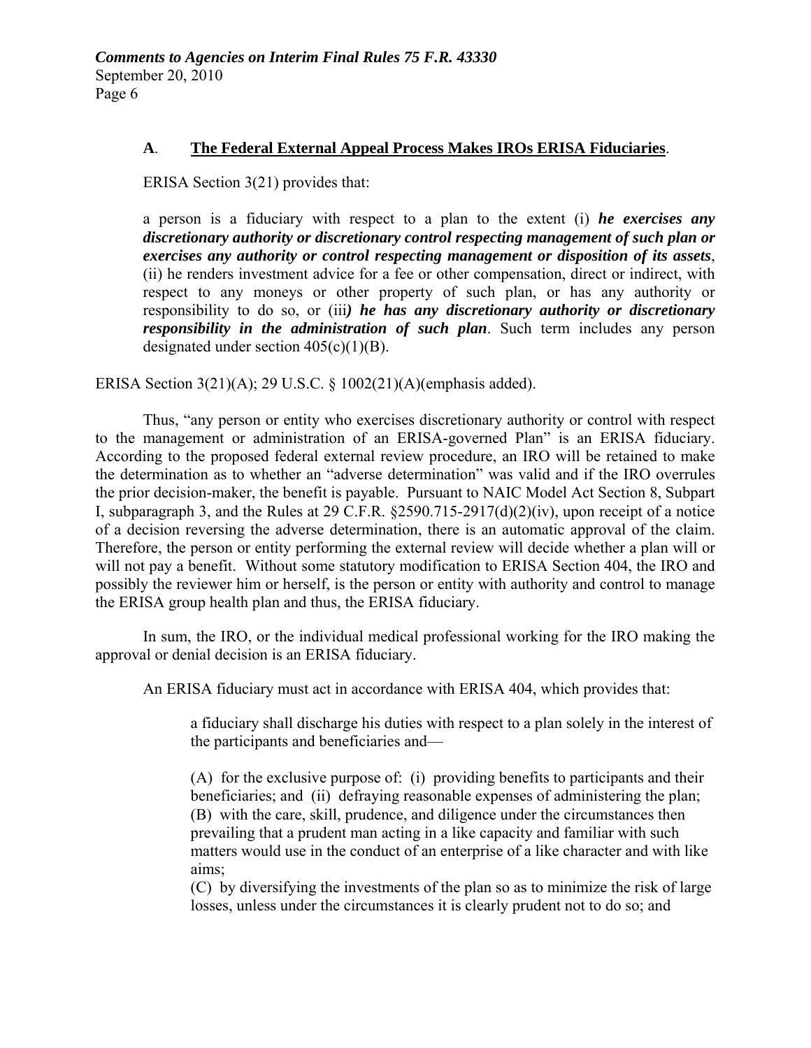### **A**. **The Federal External Appeal Process Makes IROs ERISA Fiduciaries**.

ERISA Section 3(21) provides that:

> a person is a fiduciary with respect to a plan to the extent (i) ***he exercises any discretionary authority or discretionary control respecting management of such plan or exercises any authority or control respecting management or disposition of its assets***, (ii) he renders investment advice for a fee or other compensation, direct or indirect, with respect to any moneys or other property of such plan, or has any authority or responsibility to do so, or (iii***) he has any discretionary authority or discretionary responsibility in the administration of such plan***. Such term includes any person designated under section 405(c)(1)(B).

ERISA Section 3(21)(A); 29 U.S.C. § 1002(21)(A)(emphasis added).

Thus, "any person or entity who exercises discretionary authority or control with respect to the management or administration of an ERISA-governed Plan" is an ERISA fiduciary. According to the proposed federal external review procedure, an IRO will be retained to make the determination as to whether an "adverse determination" was valid and if the IRO overrules the prior decision-maker, the benefit is payable. Pursuant to NAIC Model Act Section 8, Subpart I, subparagraph 3, and the Rules at 29 C.F.R. §2590.715-2917(d)(2)(iv), upon receipt of a notice of a decision reversing the adverse determination, there is an automatic approval of the claim. Therefore, the person or entity performing the external review will decide whether a plan will or will not pay a benefit. Without some statutory modification to ERISA Section 404, the IRO and possibly the reviewer him or herself, is the person or entity with authority and control to manage the ERISA group health plan and thus, the ERISA fiduciary.

In sum, the IRO, or the individual medical professional working for the IRO making the approval or denial decision is an ERISA fiduciary.

An ERISA fiduciary must act in accordance with ERISA 404, which provides that:

> a fiduciary shall discharge his duties with respect to a plan solely in the interest of the participants and beneficiaries and—
>
> (A) for the exclusive purpose of: (i) providing benefits to participants and their beneficiaries; and (ii) defraying reasonable expenses of administering the plan;
> (B) with the care, skill, prudence, and diligence under the circumstances then prevailing that a prudent man acting in a like capacity and familiar with such matters would use in the conduct of an enterprise of a like character and with like aims;
> (C) by diversifying the investments of the plan so as to minimize the risk of large losses, unless under the circumstances it is clearly prudent not to do so; and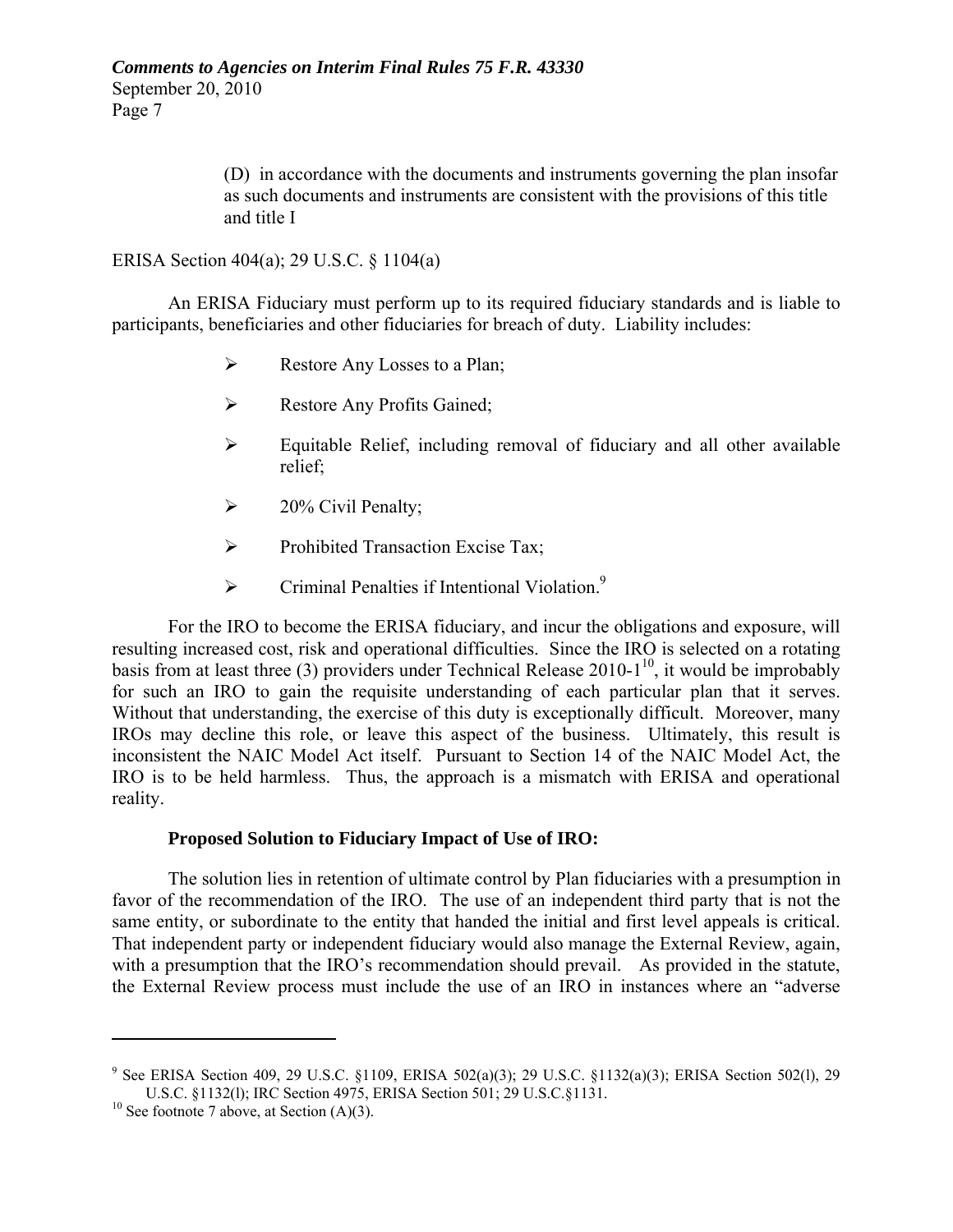> (D) in accordance with the documents and instruments governing the plan insofar as such documents and instruments are consistent with the provisions of this title and title I

ERISA Section 404(a); 29 U.S.C. § 1104(a)

An ERISA Fiduciary must perform up to its required fiduciary standards and is liable to participants, beneficiaries and other fiduciaries for breach of duty. Liability includes:

- Restore Any Losses to a Plan;
- Restore Any Profits Gained;
- Equitable Relief, including removal of fiduciary and all other available relief;
- 20% Civil Penalty;
- Prohibited Transaction Excise Tax;
- Criminal Penalties if Intentional Violation.[9]

For the IRO to become the ERISA fiduciary, and incur the obligations and exposure, will resulting increased cost, risk and operational difficulties. Since the IRO is selected on a rotating basis from at least three (3) providers under Technical Release 2010-1[10], it would be improbably for such an IRO to gain the requisite understanding of each particular plan that it serves. Without that understanding, the exercise of this duty is exceptionally difficult. Moreover, many IROs may decline this role, or leave this aspect of the business. Ultimately, this result is inconsistent the NAIC Model Act itself. Pursuant to Section 14 of the NAIC Model Act, the IRO is to be held harmless. Thus, the approach is a mismatch with ERISA and operational reality.

**Proposed Solution to Fiduciary Impact of Use of IRO:**

The solution lies in retention of ultimate control by Plan fiduciaries with a presumption in favor of the recommendation of the IRO. The use of an independent third party that is not the same entity, or subordinate to the entity that handed the initial and first level appeals is critical. That independent party or independent fiduciary would also manage the External Review, again, with a presumption that the IRO's recommendation should prevail. As provided in the statute, the External Review process must include the use of an IRO in instances where an "adverse

---

[9] See ERISA Section 409, 29 U.S.C. §1109, ERISA 502(a)(3); 29 U.S.C. §1132(a)(3); ERISA Section 502(l), 29 U.S.C. §1132(l); IRC Section 4975, ERISA Section 501; 29 U.S.C.§1131.

[10] See footnote 7 above, at Section (A)(3).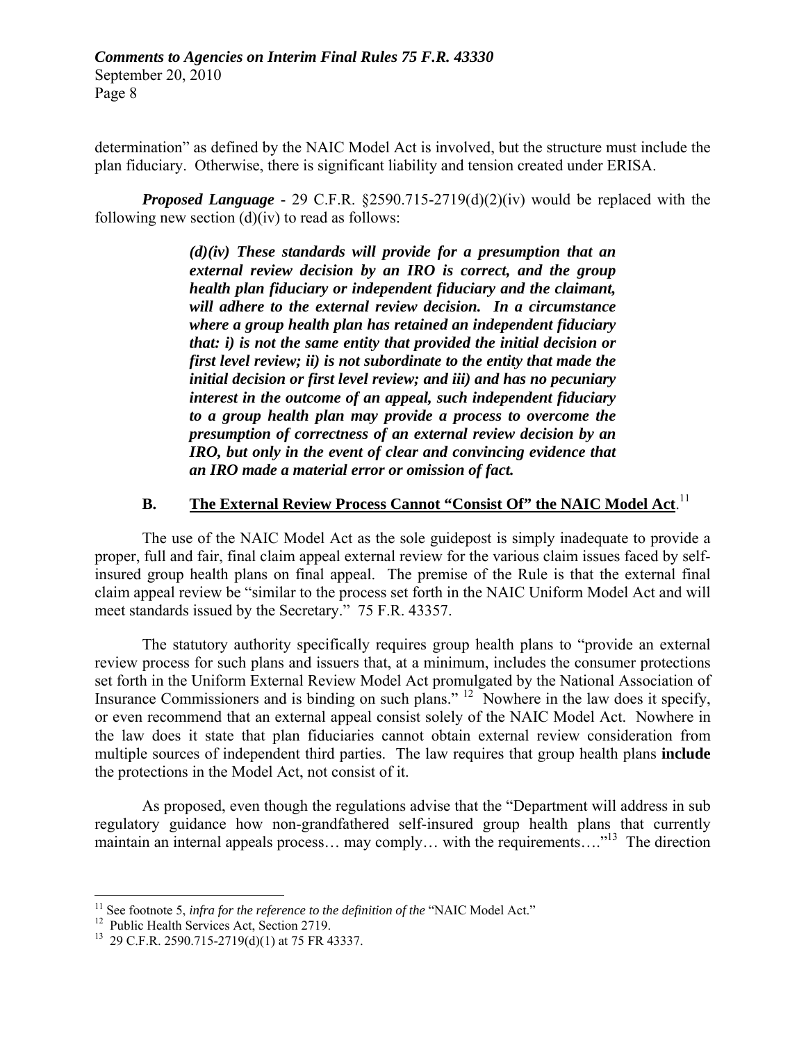determination" as defined by the NAIC Model Act is involved, but the structure must include the plan fiduciary. Otherwise, there is significant liability and tension created under ERISA.

***Proposed Language*** - 29 C.F.R. §2590.715-2719(d)(2)(iv) would be replaced with the following new section (d)(iv) to read as follows:

> ***(d)(iv) These standards will provide for a presumption that an external review decision by an IRO is correct, and the group health plan fiduciary or independent fiduciary and the claimant, will adhere to the external review decision. In a circumstance where a group health plan has retained an independent fiduciary that: i) is not the same entity that provided the initial decision or first level review; ii) is not subordinate to the entity that made the initial decision or first level review; and iii) and has no pecuniary interest in the outcome of an appeal, such independent fiduciary to a group health plan may provide a process to overcome the presumption of correctness of an external review decision by an IRO, but only in the event of clear and convincing evidence that an IRO made a material error or omission of fact.***

## B. <u>The External Review Process Cannot "Consist Of" the NAIC Model Act</u>.[11]

The use of the NAIC Model Act as the sole guidepost is simply inadequate to provide a proper, full and fair, final claim appeal external review for the various claim issues faced by self-insured group health plans on final appeal. The premise of the Rule is that the external final claim appeal review be "similar to the process set forth in the NAIC Uniform Model Act and will meet standards issued by the Secretary." 75 F.R. 43357.

The statutory authority specifically requires group health plans to "provide an external review process for such plans and issuers that, at a minimum, includes the consumer protections set forth in the Uniform External Review Model Act promulgated by the National Association of Insurance Commissioners and is binding on such plans." [12] Nowhere in the law does it specify, or even recommend that an external appeal consist solely of the NAIC Model Act. Nowhere in the law does it state that plan fiduciaries cannot obtain external review consideration from multiple sources of independent third parties. The law requires that group health plans **include** the protections in the Model Act, not consist of it.

As proposed, even though the regulations advise that the "Department will address in sub regulatory guidance how non-grandfathered self-insured group health plans that currently maintain an internal appeals process… may comply… with the requirements…."[13] The direction

---

[11] See footnote 5, *infra for the reference to the definition of the* "NAIC Model Act."

[12] Public Health Services Act, Section 2719.

[13] 29 C.F.R. 2590.715-2719(d)(1) at 75 FR 43337.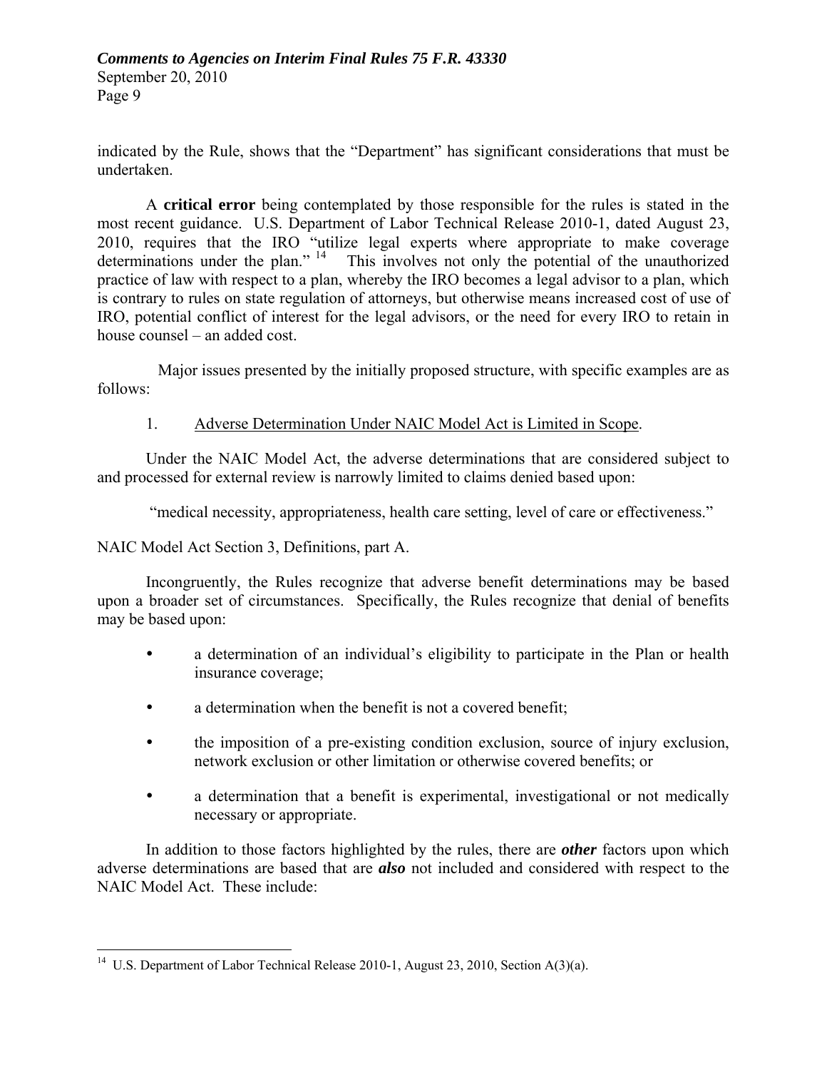indicated by the Rule, shows that the "Department" has significant considerations that must be undertaken.

A **critical error** being contemplated by those responsible for the rules is stated in the most recent guidance. U.S. Department of Labor Technical Release 2010-1, dated August 23, 2010, requires that the IRO "utilize legal experts where appropriate to make coverage determinations under the plan." [14] This involves not only the potential of the unauthorized practice of law with respect to a plan, whereby the IRO becomes a legal advisor to a plan, which is contrary to rules on state regulation of attorneys, but otherwise means increased cost of use of IRO, potential conflict of interest for the legal advisors, or the need for every IRO to retain in house counsel – an added cost.

Major issues presented by the initially proposed structure, with specific examples are as follows:

1. <u>Adverse Determination Under NAIC Model Act is Limited in Scope</u>.

Under the NAIC Model Act, the adverse determinations that are considered subject to and processed for external review is narrowly limited to claims denied based upon:

"medical necessity, appropriateness, health care setting, level of care or effectiveness."

NAIC Model Act Section 3, Definitions, part A.

Incongruently, the Rules recognize that adverse benefit determinations may be based upon a broader set of circumstances. Specifically, the Rules recognize that denial of benefits may be based upon:

- a determination of an individual's eligibility to participate in the Plan or health insurance coverage;
- a determination when the benefit is not a covered benefit;
- the imposition of a pre-existing condition exclusion, source of injury exclusion, network exclusion or other limitation or otherwise covered benefits; or
- a determination that a benefit is experimental, investigational or not medically necessary or appropriate.

In addition to those factors highlighted by the rules, there are ***other*** factors upon which adverse determinations are based that are ***also*** not included and considered with respect to the NAIC Model Act. These include:

---

[14] U.S. Department of Labor Technical Release 2010-1, August 23, 2010, Section A(3)(a).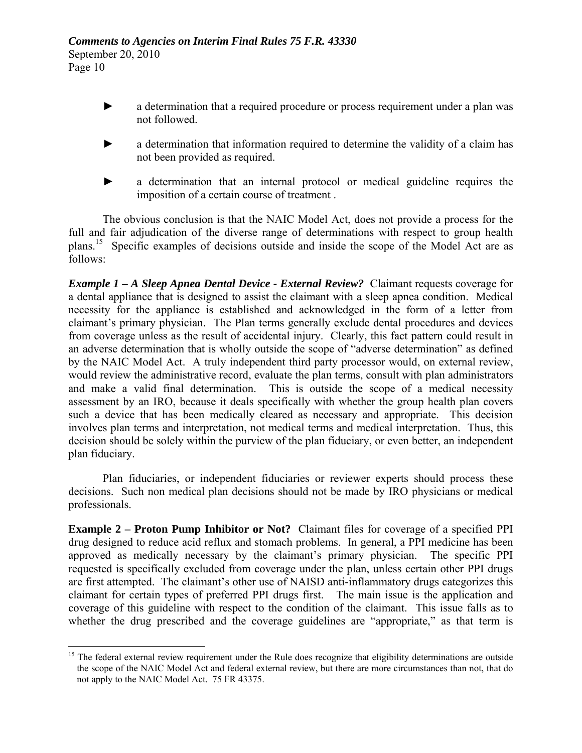- a determination that a required procedure or process requirement under a plan was not followed.
- a determination that information required to determine the validity of a claim has not been provided as required.
- a determination that an internal protocol or medical guideline requires the imposition of a certain course of treatment .

The obvious conclusion is that the NAIC Model Act, does not provide a process for the full and fair adjudication of the diverse range of determinations with respect to group health plans.[15] Specific examples of decisions outside and inside the scope of the Model Act are as follows:

***Example 1 – A Sleep Apnea Dental Device - External Review?*** Claimant requests coverage for a dental appliance that is designed to assist the claimant with a sleep apnea condition. Medical necessity for the appliance is established and acknowledged in the form of a letter from claimant's primary physician. The Plan terms generally exclude dental procedures and devices from coverage unless as the result of accidental injury. Clearly, this fact pattern could result in an adverse determination that is wholly outside the scope of "adverse determination" as defined by the NAIC Model Act. A truly independent third party processor would, on external review, would review the administrative record, evaluate the plan terms, consult with plan administrators and make a valid final determination. This is outside the scope of a medical necessity assessment by an IRO, because it deals specifically with whether the group health plan covers such a device that has been medically cleared as necessary and appropriate. This decision involves plan terms and interpretation, not medical terms and medical interpretation. Thus, this decision should be solely within the purview of the plan fiduciary, or even better, an independent plan fiduciary.

Plan fiduciaries, or independent fiduciaries or reviewer experts should process these decisions. Such non medical plan decisions should not be made by IRO physicians or medical professionals.

**Example 2 – Proton Pump Inhibitor or Not?** Claimant files for coverage of a specified PPI drug designed to reduce acid reflux and stomach problems. In general, a PPI medicine has been approved as medically necessary by the claimant's primary physician. The specific PPI requested is specifically excluded from coverage under the plan, unless certain other PPI drugs are first attempted. The claimant's other use of NAISD anti-inflammatory drugs categorizes this claimant for certain types of preferred PPI drugs first. The main issue is the application and coverage of this guideline with respect to the condition of the claimant. This issue falls as to whether the drug prescribed and the coverage guidelines are "appropriate," as that term is

[15] The federal external review requirement under the Rule does recognize that eligibility determinations are outside the scope of the NAIC Model Act and federal external review, but there are more circumstances than not, that do not apply to the NAIC Model Act. 75 FR 43375.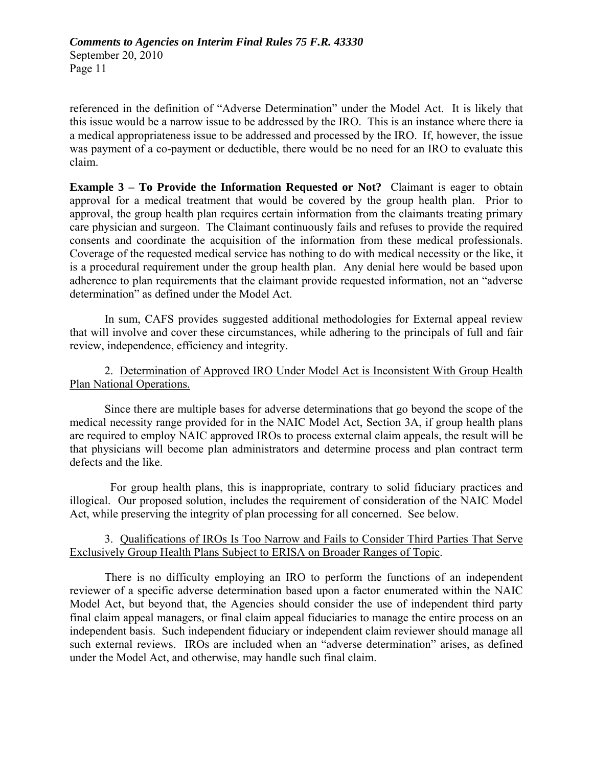referenced in the definition of "Adverse Determination" under the Model Act. It is likely that this issue would be a narrow issue to be addressed by the IRO. This is an instance where there ia a medical appropriateness issue to be addressed and processed by the IRO. If, however, the issue was payment of a co-payment or deductible, there would be no need for an IRO to evaluate this claim.

**Example 3 – To Provide the Information Requested or Not?** Claimant is eager to obtain approval for a medical treatment that would be covered by the group health plan. Prior to approval, the group health plan requires certain information from the claimants treating primary care physician and surgeon. The Claimant continuously fails and refuses to provide the required consents and coordinate the acquisition of the information from these medical professionals. Coverage of the requested medical service has nothing to do with medical necessity or the like, it is a procedural requirement under the group health plan. Any denial here would be based upon adherence to plan requirements that the claimant provide requested information, not an "adverse determination" as defined under the Model Act.

In sum, CAFS provides suggested additional methodologies for External appeal review that will involve and cover these circumstances, while adhering to the principals of full and fair review, independence, efficiency and integrity.

2. <u>Determination of Approved IRO Under Model Act is Inconsistent With Group Health Plan National Operations.</u>

Since there are multiple bases for adverse determinations that go beyond the scope of the medical necessity range provided for in the NAIC Model Act, Section 3A, if group health plans are required to employ NAIC approved IROs to process external claim appeals, the result will be that physicians will become plan administrators and determine process and plan contract term defects and the like.

For group health plans, this is inappropriate, contrary to solid fiduciary practices and illogical. Our proposed solution, includes the requirement of consideration of the NAIC Model Act, while preserving the integrity of plan processing for all concerned. See below.

3. <u>Qualifications of IROs Is Too Narrow and Fails to Consider Third Parties That Serve Exclusively Group Health Plans Subject to ERISA on Broader Ranges of Topic</u>.

There is no difficulty employing an IRO to perform the functions of an independent reviewer of a specific adverse determination based upon a factor enumerated within the NAIC Model Act, but beyond that, the Agencies should consider the use of independent third party final claim appeal managers, or final claim appeal fiduciaries to manage the entire process on an independent basis. Such independent fiduciary or independent claim reviewer should manage all such external reviews. IROs are included when an "adverse determination" arises, as defined under the Model Act, and otherwise, may handle such final claim.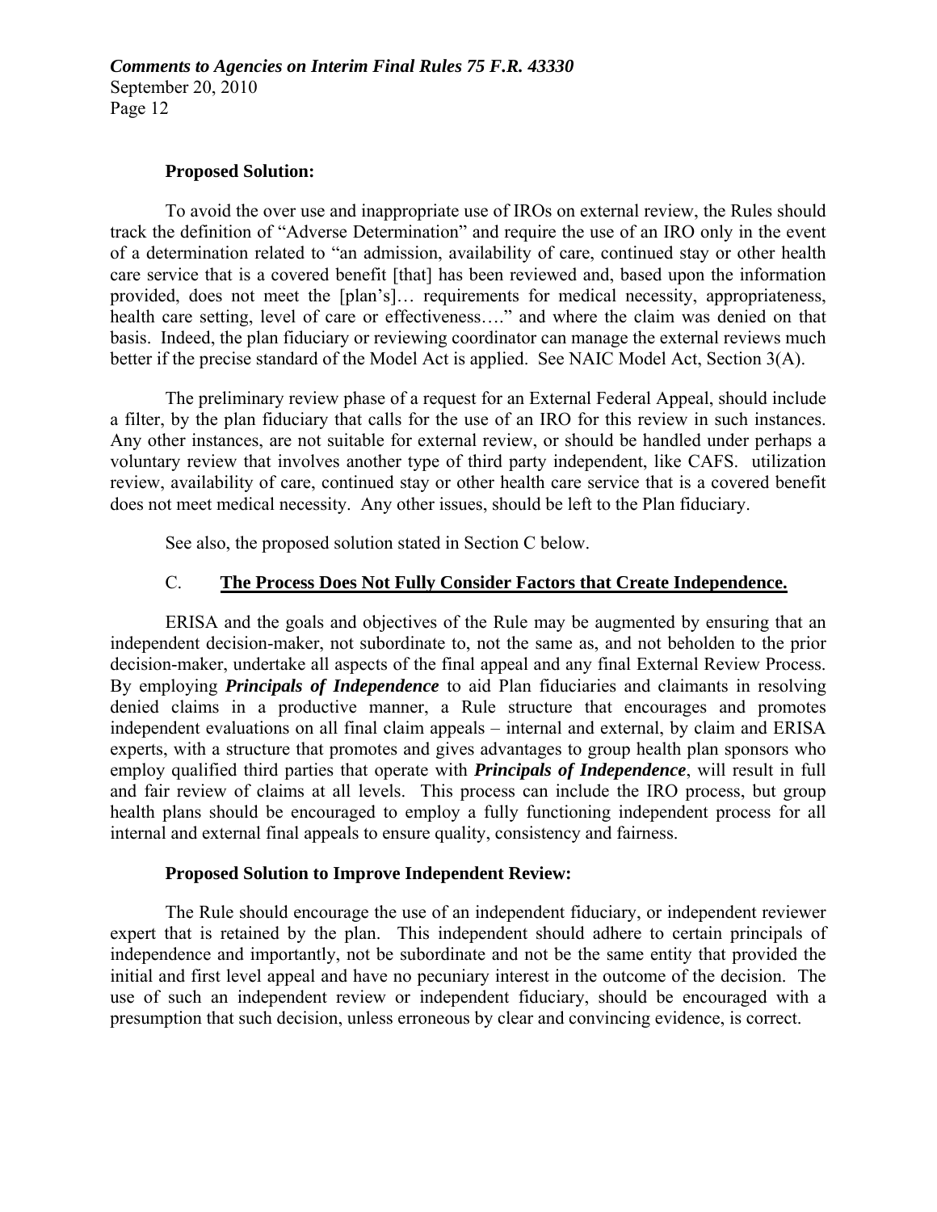**Proposed Solution:**

To avoid the over use and inappropriate use of IROs on external review, the Rules should track the definition of "Adverse Determination" and require the use of an IRO only in the event of a determination related to "an admission, availability of care, continued stay or other health care service that is a covered benefit [that] has been reviewed and, based upon the information provided, does not meet the [plan's]… requirements for medical necessity, appropriateness, health care setting, level of care or effectiveness…." and where the claim was denied on that basis. Indeed, the plan fiduciary or reviewing coordinator can manage the external reviews much better if the precise standard of the Model Act is applied. See NAIC Model Act, Section 3(A).

The preliminary review phase of a request for an External Federal Appeal, should include a filter, by the plan fiduciary that calls for the use of an IRO for this review in such instances. Any other instances, are not suitable for external review, or should be handled under perhaps a voluntary review that involves another type of third party independent, like CAFS. utilization review, availability of care, continued stay or other health care service that is a covered benefit does not meet medical necessity. Any other issues, should be left to the Plan fiduciary.

See also, the proposed solution stated in Section C below.

## C. <u>The Process Does Not Fully Consider Factors that Create Independence.</u>

ERISA and the goals and objectives of the Rule may be augmented by ensuring that an independent decision-maker, not subordinate to, not the same as, and not beholden to the prior decision-maker, undertake all aspects of the final appeal and any final External Review Process. By employing ***Principals of Independence*** to aid Plan fiduciaries and claimants in resolving denied claims in a productive manner, a Rule structure that encourages and promotes independent evaluations on all final claim appeals – internal and external, by claim and ERISA experts, with a structure that promotes and gives advantages to group health plan sponsors who employ qualified third parties that operate with ***Principals of Independence***, will result in full and fair review of claims at all levels. This process can include the IRO process, but group health plans should be encouraged to employ a fully functioning independent process for all internal and external final appeals to ensure quality, consistency and fairness.

**Proposed Solution to Improve Independent Review:**

The Rule should encourage the use of an independent fiduciary, or independent reviewer expert that is retained by the plan. This independent should adhere to certain principals of independence and importantly, not be subordinate and not be the same entity that provided the initial and first level appeal and have no pecuniary interest in the outcome of the decision. The use of such an independent review or independent fiduciary, should be encouraged with a presumption that such decision, unless erroneous by clear and convincing evidence, is correct.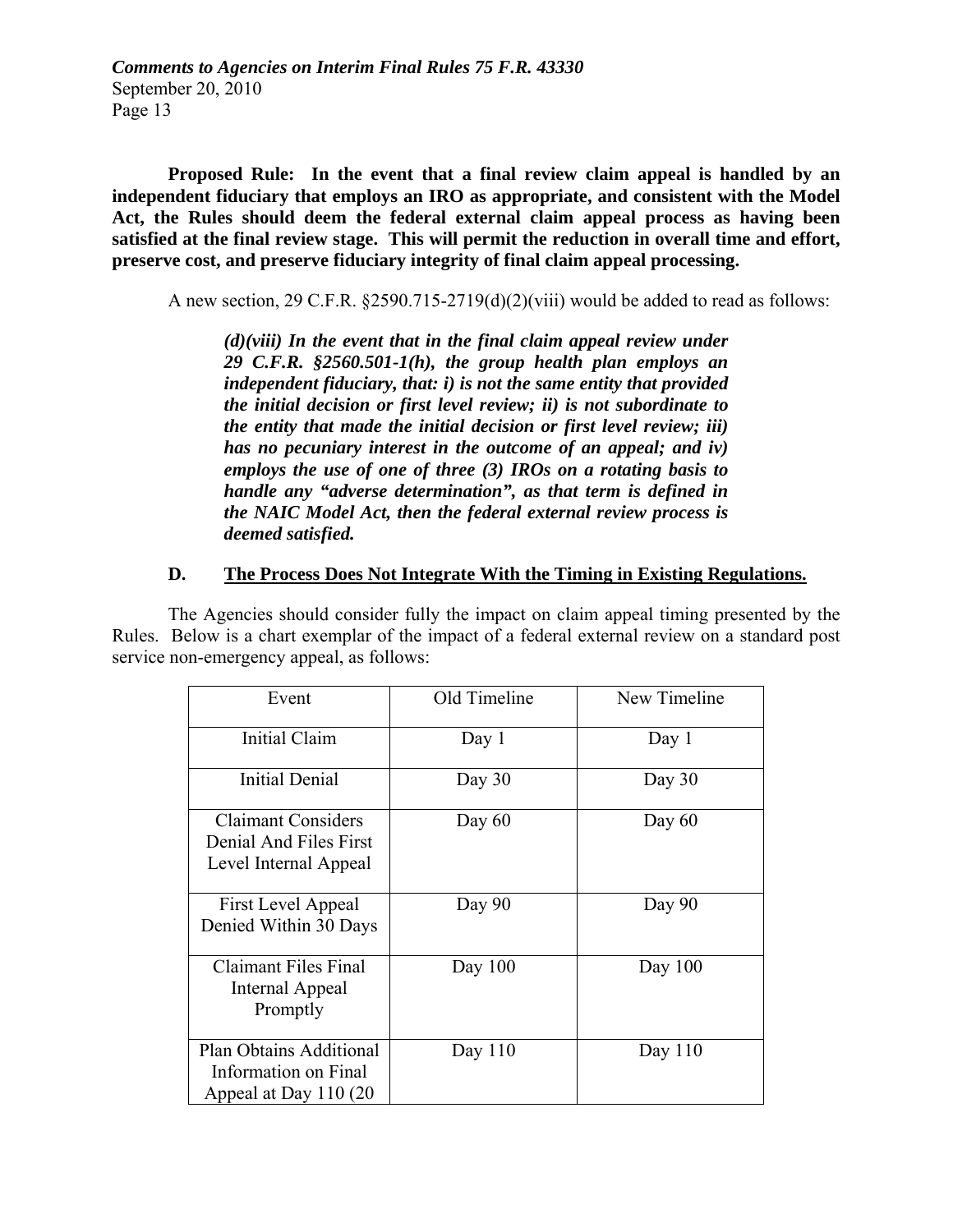**Proposed Rule: In the event that a final review claim appeal is handled by an independent fiduciary that employs an IRO as appropriate, and consistent with the Model Act, the Rules should deem the federal external claim appeal process as having been satisfied at the final review stage. This will permit the reduction in overall time and effort, preserve cost, and preserve fiduciary integrity of final claim appeal processing.**

A new section, 29 C.F.R. §2590.715-2719(d)(2)(viii) would be added to read as follows:

> ***(d)(viii) In the event that in the final claim appeal review under 29 C.F.R. §2560.501-1(h), the group health plan employs an independent fiduciary, that: i) is not the same entity that provided the initial decision or first level review; ii) is not subordinate to the entity that made the initial decision or first level review; iii) has no pecuniary interest in the outcome of an appeal; and iv) employs the use of one of three (3) IROs on a rotating basis to handle any "adverse determination", as that term is defined in the NAIC Model Act, then the federal external review process is deemed satisfied.***

### D. The Process Does Not Integrate With the Timing in Existing Regulations.

The Agencies should consider fully the impact on claim appeal timing presented by the Rules. Below is a chart exemplar of the impact of a federal external review on a standard post service non-emergency appeal, as follows:

| Event | Old Timeline | New Timeline |
|---|---|---|
| Initial Claim | Day 1 | Day 1 |
| Initial Denial | Day 30 | Day 30 |
| Claimant Considers Denial And Files First Level Internal Appeal | Day 60 | Day 60 |
| First Level Appeal Denied Within 30 Days | Day 90 | Day 90 |
| Claimant Files Final Internal Appeal Promptly | Day 100 | Day 100 |
| Plan Obtains Additional Information on Final Appeal at Day 110 (20 | Day 110 | Day 110 |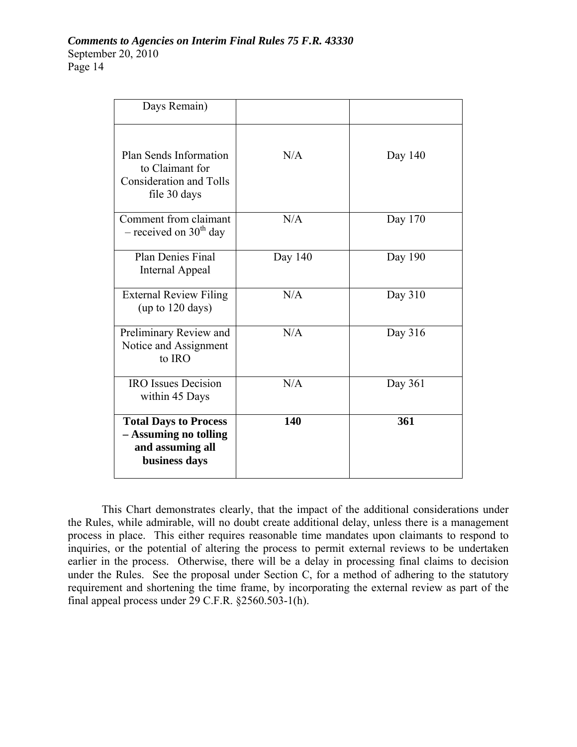| Days Remain) | | |
| --- | --- | --- |
| Plan Sends Information to Claimant for Consideration and Tolls file 30 days | N/A | Day 140 |
| Comment from claimant – received on 30th day | N/A | Day 170 |
| Plan Denies Final Internal Appeal | Day 140 | Day 190 |
| External Review Filing (up to 120 days) | N/A | Day 310 |
| Preliminary Review and Notice and Assignment to IRO | N/A | Day 316 |
| IRO Issues Decision within 45 Days | N/A | Day 361 |
| **Total Days to Process – Assuming no tolling and assuming all business days** | **140** | **361** |

This Chart demonstrates clearly, that the impact of the additional considerations under the Rules, while admirable, will no doubt create additional delay, unless there is a management process in place. This either requires reasonable time mandates upon claimants to respond to inquiries, or the potential of altering the process to permit external reviews to be undertaken earlier in the process. Otherwise, there will be a delay in processing final claims to decision under the Rules. See the proposal under Section C, for a method of adhering to the statutory requirement and shortening the time frame, by incorporating the external review as part of the final appeal process under 29 C.F.R. §2560.503-1(h).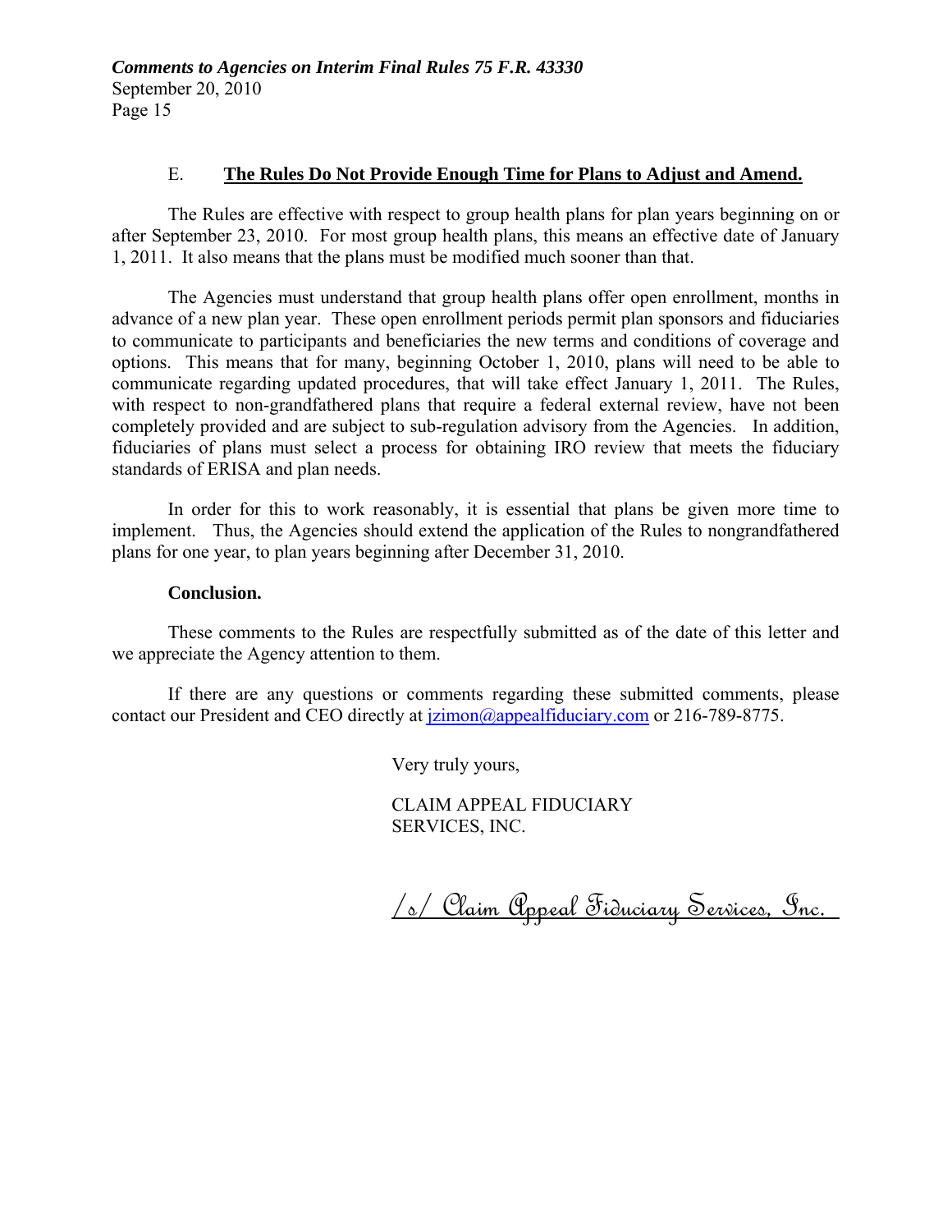### E. **The Rules Do Not Provide Enough Time for Plans to Adjust and Amend.**

The Rules are effective with respect to group health plans for plan years beginning on or after September 23, 2010. For most group health plans, this means an effective date of January 1, 2011. It also means that the plans must be modified much sooner than that.

The Agencies must understand that group health plans offer open enrollment, months in advance of a new plan year. These open enrollment periods permit plan sponsors and fiduciaries to communicate to participants and beneficiaries the new terms and conditions of coverage and options. This means that for many, beginning October 1, 2010, plans will need to be able to communicate regarding updated procedures, that will take effect January 1, 2011. The Rules, with respect to non-grandfathered plans that require a federal external review, have not been completely provided and are subject to sub-regulation advisory from the Agencies. In addition, fiduciaries of plans must select a process for obtaining IRO review that meets the fiduciary standards of ERISA and plan needs.

In order for this to work reasonably, it is essential that plans be given more time to implement. Thus, the Agencies should extend the application of the Rules to nongrandfathered plans for one year, to plan years beginning after December 31, 2010.

**Conclusion.**

These comments to the Rules are respectfully submitted as of the date of this letter and we appreciate the Agency attention to them.

If there are any questions or comments regarding these submitted comments, please contact our President and CEO directly at jzimon@appealfiduciary.com or 216-789-8775.

Very truly yours,

CLAIM APPEAL FIDUCIARY SERVICES, INC.

/s/ Claim Appeal Fiduciary Services, Inc.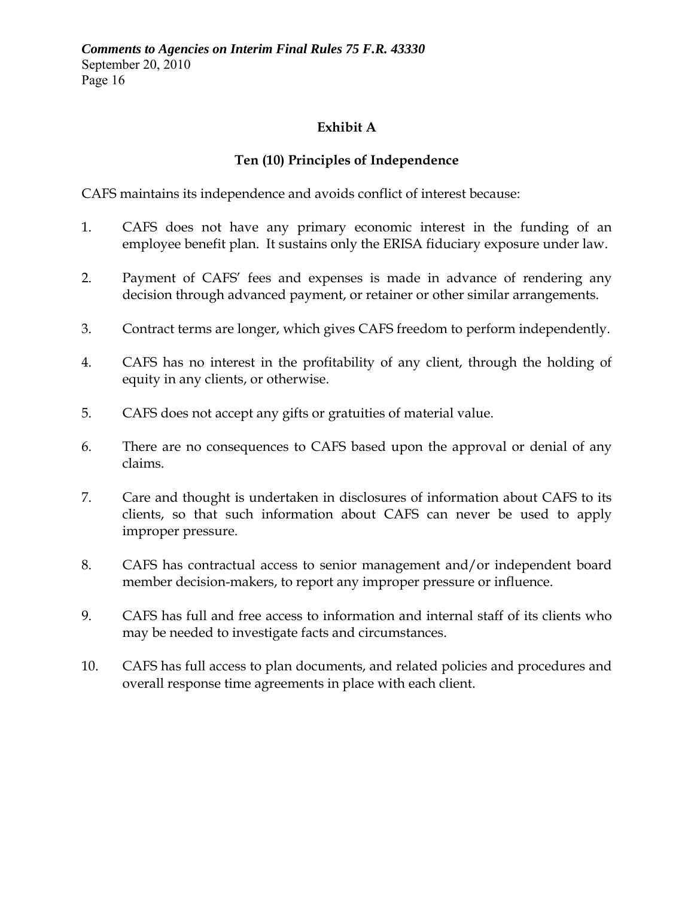## Exhibit A

### Ten (10) Principles of Independence

CAFS maintains its independence and avoids conflict of interest because:

1. CAFS does not have any primary economic interest in the funding of an employee benefit plan. It sustains only the ERISA fiduciary exposure under law.

2. Payment of CAFS' fees and expenses is made in advance of rendering any decision through advanced payment, or retainer or other similar arrangements.

3. Contract terms are longer, which gives CAFS freedom to perform independently.

4. CAFS has no interest in the profitability of any client, through the holding of equity in any clients, or otherwise.

5. CAFS does not accept any gifts or gratuities of material value.

6. There are no consequences to CAFS based upon the approval or denial of any claims.

7. Care and thought is undertaken in disclosures of information about CAFS to its clients, so that such information about CAFS can never be used to apply improper pressure.

8. CAFS has contractual access to senior management and/or independent board member decision-makers, to report any improper pressure or influence.

9. CAFS has full and free access to information and internal staff of its clients who may be needed to investigate facts and circumstances.

10. CAFS has full access to plan documents, and related policies and procedures and overall response time agreements in place with each client.